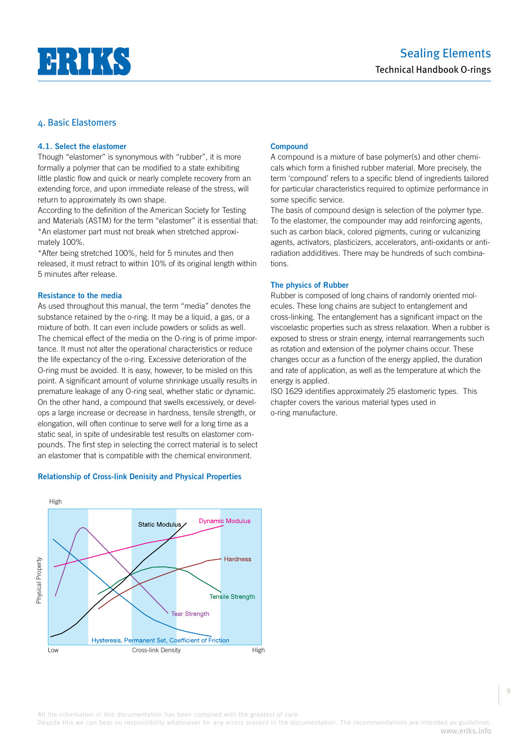## 4. Basic Elastomers

### 4.1. Select the elastomer

Though "elastomer" is synonymous with "rubber", it is more formally a polymer that can be modified to a state exhibiting little plastic flow and quick or nearly complete recovery from an extending force, and upon immediate release of the stress, will return to approximately its own shape.
According to the definition of the American Society for Testing and Materials (ASTM) for the term "elastomer" it is essential that:
*An elastomer part must not break when stretched approximately 100%.
*After being stretched 100%, held for 5 minutes and then released, it must retract to within 10% of its original length within 5 minutes after release.

### Resistance to the media

As used throughout this manual, the term "media" denotes the substance retained by the o-ring. It may be a liquid, a gas, or a mixture of both. It can even include powders or solids as well. The chemical effect of the media on the O-ring is of prime importance. It must not alter the operational characteristics or reduce the life expectancy of the o-ring. Excessive deterioration of the O-ring must be avoided. It is easy, however, to be misled on this point. A significant amount of volume shrinkage usually results in premature leakage of any O-ring seal, whether static or dynamic. On the other hand, a compound that swells excessively, or develops a large increase or decrease in hardness, tensile strength, or elongation, will often continue to serve well for a long time as a static seal, in spite of undesirable test results on elastomer compounds. The first step in selecting the correct material is to select an elastomer that is compatible with the chemical environment.

### Relationship of Cross-link Denisity and Physical Properties

### Compound

A compound is a mixture of base polymer(s) and other chemicals which form a finished rubber material. More precisely, the term 'compound' refers to a specific blend of ingredients tailored for particular characteristics required to optimize performance in some specific service.
The basis of compound design is selection of the polymer type. To the elastomer, the compounder may add reinforcing agents, such as carbon black, colored pigments, curing or vulcanizing agents, activators, plasticizers, accelerators, anti-oxidants or anti-radiation addiditives. There may be hundreds of such combinations.

### The physics of Rubber

Rubber is composed of long chains of randomly oriented molecules. These long chains are subject to entanglement and cross-linking. The entanglement has a significant impact on the viscoelastic properties such as stress relaxation. When a rubber is exposed to stress or strain energy, internal rearrangements such as rotation and extension of the polymer chains occur. These changes occur as a function of the energy applied, the duration and rate of application, as well as the temperature at which the energy is applied.
ISO 1629 identifies approximately 25 elastomeric types. This chapter covers the various material types used in o-ring manufacture.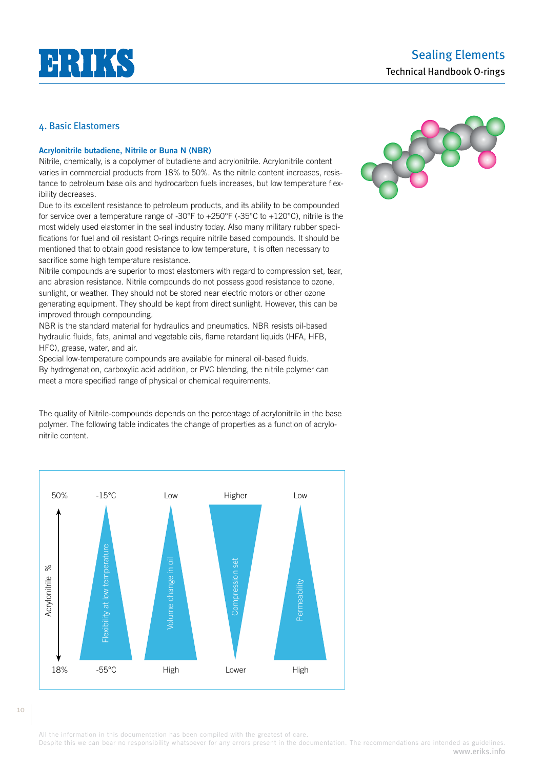## 4. Basic Elastomers

### Acrylonitrile butadiene, Nitrile or Buna N (NBR)

Nitrile, chemically, is a copolymer of butadiene and acrylonitrile. Acrylonitrile content varies in commercial products from 18% to 50%. As the nitrile content increases, resistance to petroleum base oils and hydrocarbon fuels increases, but low temperature flexibility decreases.

Due to its excellent resistance to petroleum products, and its ability to be compounded for service over a temperature range of -30°F to +250°F (-35°C to +120°C), nitrile is the most widely used elastomer in the seal industry today. Also many military rubber specifications for fuel and oil resistant O-rings require nitrile based compounds. It should be mentioned that to obtain good resistance to low temperature, it is often necessary to sacrifice some high temperature resistance.

Nitrile compounds are superior to most elastomers with regard to compression set, tear, and abrasion resistance. Nitrile compounds do not possess good resistance to ozone, sunlight, or weather. They should not be stored near electric motors or other ozone generating equipment. They should be kept from direct sunlight. However, this can be improved through compounding.

NBR is the standard material for hydraulics and pneumatics. NBR resists oil-based hydraulic fluids, fats, animal and vegetable oils, flame retardant liquids (HFA, HFB, HFC), grease, water, and air.

Special low-temperature compounds are available for mineral oil-based fluids.

By hydrogenation, carboxylic acid addition, or PVC blending, the nitrile polymer can meet a more specified range of physical or chemical requirements.

The quality of Nitrile-compounds depends on the percentage of acrylonitrile in the base polymer. The following table indicates the change of properties as a function of acrylonitrile content.

| Acrylonitrile % | Flexibility at low temperature | Volume change in oil | Compression set | Permeability |
|---|---|---|---|---|
| 50% | -15°C | Low | Higher | Low |
| 18% | -55°C | High | Lower | High |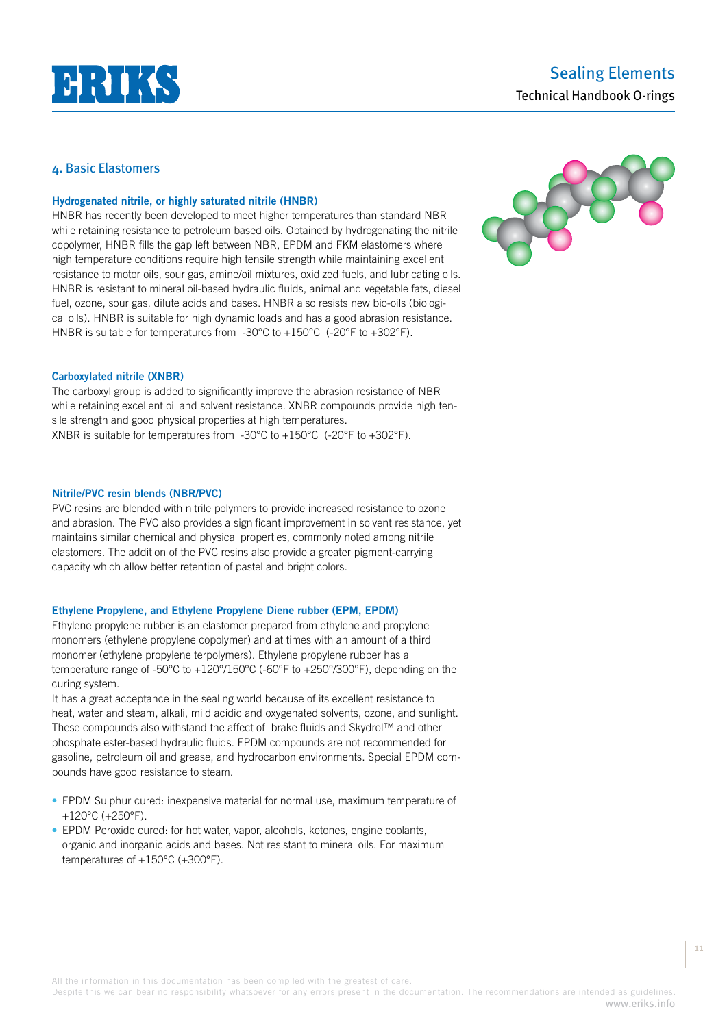## 4. Basic Elastomers

### Hydrogenated nitrile, or highly saturated nitrile (HNBR)

HNBR has recently been developed to meet higher temperatures than standard NBR while retaining resistance to petroleum based oils. Obtained by hydrogenating the nitrile copolymer, HNBR fills the gap left between NBR, EPDM and FKM elastomers where high temperature conditions require high tensile strength while maintaining excellent resistance to motor oils, sour gas, amine/oil mixtures, oxidized fuels, and lubricating oils. HNBR is resistant to mineral oil-based hydraulic fluids, animal and vegetable fats, diesel fuel, ozone, sour gas, dilute acids and bases. HNBR also resists new bio-oils (biological oils). HNBR is suitable for high dynamic loads and has a good abrasion resistance. HNBR is suitable for temperatures from -30°C to +150°C (-20°F to +302°F).

### Carboxylated nitrile (XNBR)

The carboxyl group is added to significantly improve the abrasion resistance of NBR while retaining excellent oil and solvent resistance. XNBR compounds provide high tensile strength and good physical properties at high temperatures.
XNBR is suitable for temperatures from -30°C to +150°C (-20°F to +302°F).

### Nitrile/PVC resin blends (NBR/PVC)

PVC resins are blended with nitrile polymers to provide increased resistance to ozone and abrasion. The PVC also provides a significant improvement in solvent resistance, yet maintains similar chemical and physical properties, commonly noted among nitrile elastomers. The addition of the PVC resins also provide a greater pigment-carrying capacity which allow better retention of pastel and bright colors.

### Ethylene Propylene, and Ethylene Propylene Diene rubber (EPM, EPDM)

Ethylene propylene rubber is an elastomer prepared from ethylene and propylene monomers (ethylene propylene copolymer) and at times with an amount of a third monomer (ethylene propylene terpolymers). Ethylene propylene rubber has a temperature range of -50°C to +120°/150°C (-60°F to +250°/300°F), depending on the curing system.
It has a great acceptance in the sealing world because of its excellent resistance to heat, water and steam, alkali, mild acidic and oxygenated solvents, ozone, and sunlight. These compounds also withstand the affect of brake fluids and Skydrol™ and other phosphate ester-based hydraulic fluids. EPDM compounds are not recommended for gasoline, petroleum oil and grease, and hydrocarbon environments. Special EPDM compounds have good resistance to steam.

- EPDM Sulphur cured: inexpensive material for normal use, maximum temperature of +120°C (+250°F).
- EPDM Peroxide cured: for hot water, vapor, alcohols, ketones, engine coolants, organic and inorganic acids and bases. Not resistant to mineral oils. For maximum temperatures of +150°C (+300°F).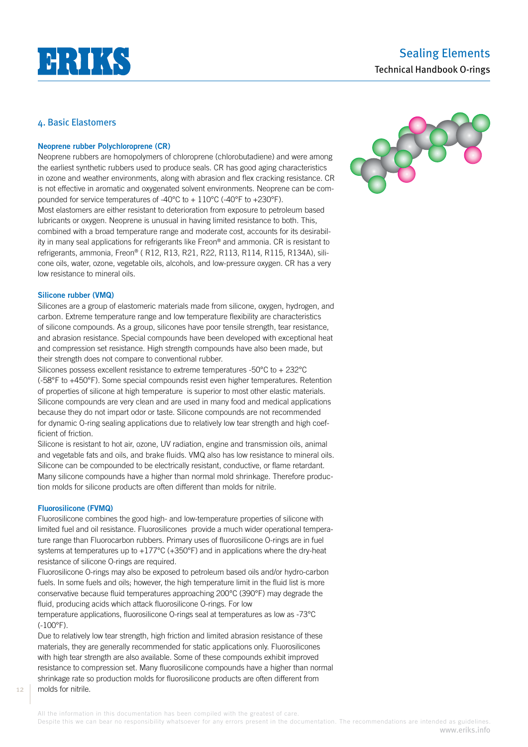## 4. Basic Elastomers

### Neoprene rubber Polychloroprene (CR)

Neoprene rubbers are homopolymers of chloroprene (chlorobutadiene) and were among the earliest synthetic rubbers used to produce seals. CR has good aging characteristics in ozone and weather environments, along with abrasion and flex cracking resistance. CR is not effective in aromatic and oxygenated solvent environments. Neoprene can be compounded for service temperatures of -40°C to + 110°C (-40°F to +230°F).

Most elastomers are either resistant to deterioration from exposure to petroleum based lubricants or oxygen. Neoprene is unusual in having limited resistance to both. This, combined with a broad temperature range and moderate cost, accounts for its desirability in many seal applications for refrigerants like Freon® and ammonia. CR is resistant to refrigerants, ammonia, Freon® ( R12, R13, R21, R22, R113, R114, R115, R134A), silicone oils, water, ozone, vegetable oils, alcohols, and low-pressure oxygen. CR has a very low resistance to mineral oils.

### Silicone rubber (VMQ)

Silicones are a group of elastomeric materials made from silicone, oxygen, hydrogen, and carbon. Extreme temperature range and low temperature flexibility are characteristics of silicone compounds. As a group, silicones have poor tensile strength, tear resistance, and abrasion resistance. Special compounds have been developed with exceptional heat and compression set resistance. High strength compounds have also been made, but their strength does not compare to conventional rubber.

Silicones possess excellent resistance to extreme temperatures -50°C to + 232°C (-58°F to +450°F). Some special compounds resist even higher temperatures. Retention of properties of silicone at high temperature is superior to most other elastic materials. Silicone compounds are very clean and are used in many food and medical applications because they do not impart odor or taste. Silicone compounds are not recommended for dynamic O-ring sealing applications due to relatively low tear strength and high coefficient of friction.

Silicone is resistant to hot air, ozone, UV radiation, engine and transmission oils, animal and vegetable fats and oils, and brake fluids. VMQ also has low resistance to mineral oils. Silicone can be compounded to be electrically resistant, conductive, or flame retardant. Many silicone compounds have a higher than normal mold shrinkage. Therefore production molds for silicone products are often different than molds for nitrile.

### Fluorosilicone (FVMQ)

Fluorosilicone combines the good high- and low-temperature properties of silicone with limited fuel and oil resistance. Fluorosilicones provide a much wider operational temperature range than Fluorocarbon rubbers. Primary uses of fluorosilicone O-rings are in fuel systems at temperatures up to +177°C (+350°F) and in applications where the dry-heat resistance of silicone O-rings are required.

Fluorosilicone O-rings may also be exposed to petroleum based oils and/or hydro-carbon fuels. In some fuels and oils; however, the high temperature limit in the fluid list is more conservative because fluid temperatures approaching 200°C (390°F) may degrade the fluid, producing acids which attack fluorosilicone O-rings. For low temperature applications, fluorosilicone O-rings seal at temperatures as low as -73°C (-100°F).

Due to relatively low tear strength, high friction and limited abrasion resistance of these materials, they are generally recommended for static applications only. Fluorosilicones with high tear strength are also available. Some of these compounds exhibit improved resistance to compression set. Many fluorosilicone compounds have a higher than normal shrinkage rate so production molds for fluorosilicone products are often different from molds for nitrile.

All the information in this documentation has been compiled with the greatest of care.
Despite this we can bear no responsibility whatsoever for any errors present in the documentation. The recommendations are intended as guidelines.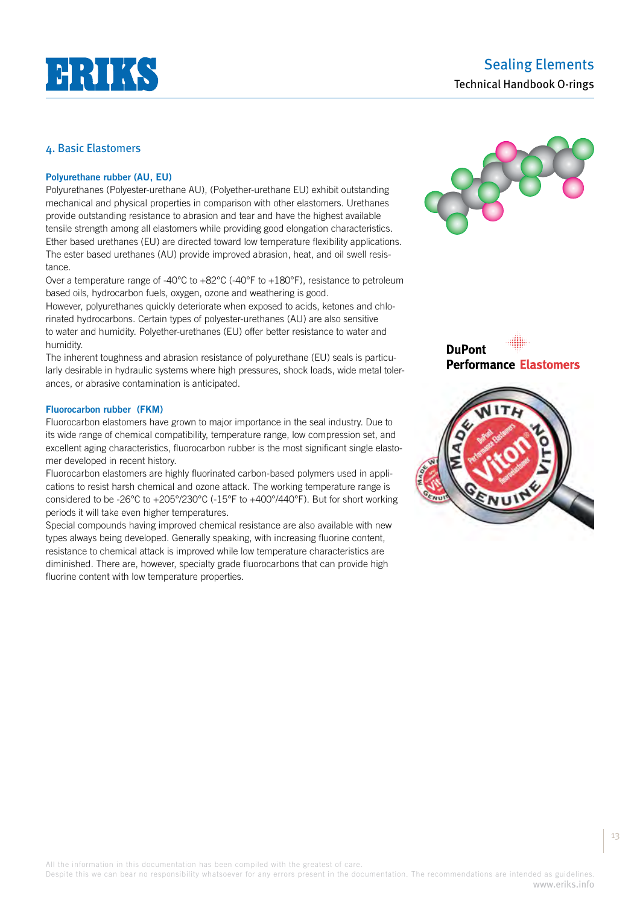## 4. Basic Elastomers

### Polyurethane rubber (AU, EU)

Polyurethanes (Polyester-urethane AU), (Polyether-urethane EU) exhibit outstanding mechanical and physical properties in comparison with other elastomers. Urethanes provide outstanding resistance to abrasion and tear and have the highest available tensile strength among all elastomers while providing good elongation characteristics. Ether based urethanes (EU) are directed toward low temperature flexibility applications. The ester based urethanes (AU) provide improved abrasion, heat, and oil swell resistance.

Over a temperature range of -40°C to +82°C (-40°F to +180°F), resistance to petroleum based oils, hydrocarbon fuels, oxygen, ozone and weathering is good.

However, polyurethanes quickly deteriorate when exposed to acids, ketones and chlorinated hydrocarbons. Certain types of polyester-urethanes (AU) are also sensitive to water and humidity. Polyether-urethanes (EU) offer better resistance to water and humidity.

The inherent toughness and abrasion resistance of polyurethane (EU) seals is particularly desirable in hydraulic systems where high pressures, shock loads, wide metal tolerances, or abrasive contamination is anticipated.

### Fluorocarbon rubber (FKM)

Fluorocarbon elastomers have grown to major importance in the seal industry. Due to its wide range of chemical compatibility, temperature range, low compression set, and excellent aging characteristics, fluorocarbon rubber is the most significant single elastomer developed in recent history.

Fluorocarbon elastomers are highly fluorinated carbon-based polymers used in applications to resist harsh chemical and ozone attack. The working temperature range is considered to be -26°C to +205°/230°C (-15°F to +400°/440°F). But for short working periods it will take even higher temperatures.

Special compounds having improved chemical resistance are also available with new types always being developed. Generally speaking, with increasing fluorine content, resistance to chemical attack is improved while low temperature characteristics are diminished. There are, however, specialty grade fluorocarbons that can provide high fluorine content with low temperature properties.

DuPont Performance Elastomers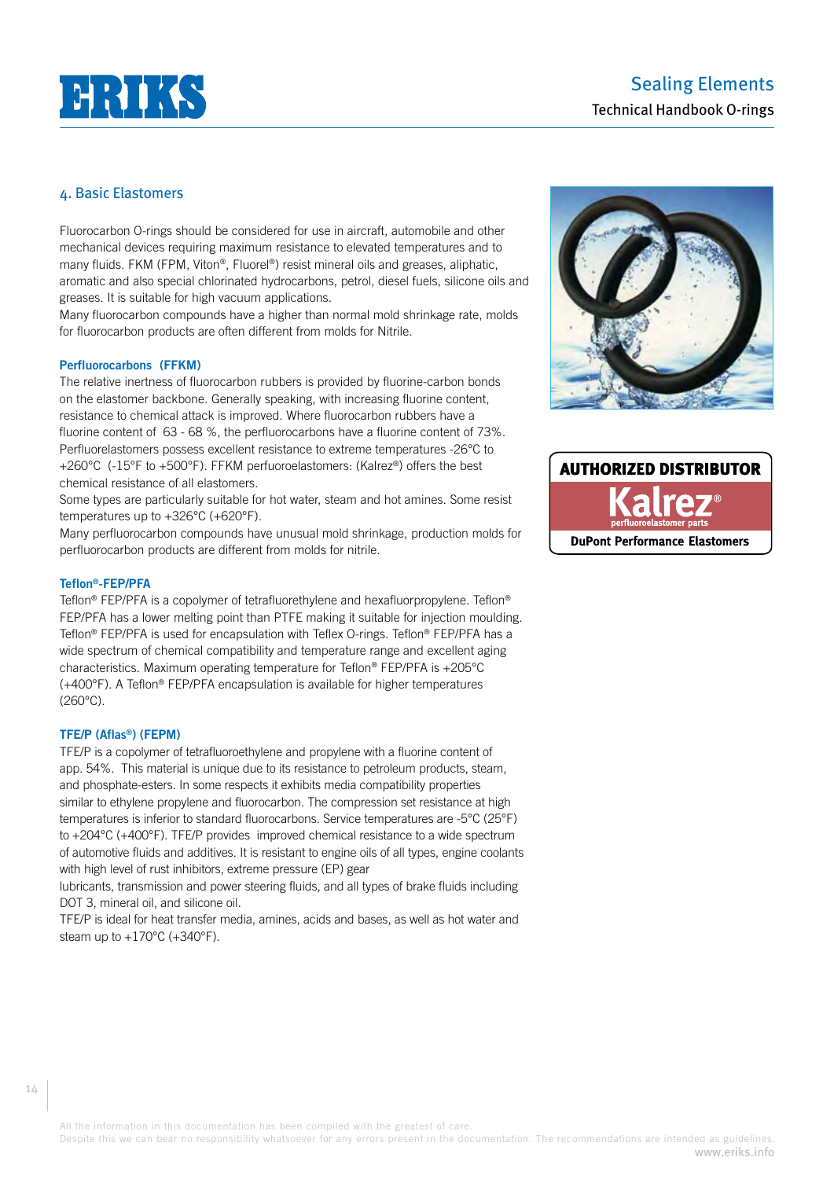## 4. Basic Elastomers

Fluorocarbon O-rings should be considered for use in aircraft, automobile and other mechanical devices requiring maximum resistance to elevated temperatures and to many fluids. FKM (FPM, Viton®, Fluorel®) resist mineral oils and greases, aliphatic, aromatic and also special chlorinated hydrocarbons, petrol, diesel fuels, silicone oils and greases. It is suitable for high vacuum applications.
Many fluorocarbon compounds have a higher than normal mold shrinkage rate, molds for fluorocarbon products are often different from molds for Nitrile.

### Perfluorocarbons (FFKM)

The relative inertness of fluorocarbon rubbers is provided by fluorine-carbon bonds on the elastomer backbone. Generally speaking, with increasing fluorine content, resistance to chemical attack is improved. Where fluorocarbon rubbers have a fluorine content of 63 - 68 %, the perfluorocarbons have a fluorine content of 73%. Perfluorelastomers possess excellent resistance to extreme temperatures -26°C to +260°C (-15°F to +500°F). FFKM perfuoroelastomers: (Kalrez®) offers the best chemical resistance of all elastomers.
Some types are particularly suitable for hot water, steam and hot amines. Some resist temperatures up to +326°C (+620°F).
Many perfluorocarbon compounds have unusual mold shrinkage, production molds for perfluorocarbon products are different from molds for nitrile.

### Teflon®-FEP/PFA

Teflon® FEP/PFA is a copolymer of tetrafluorethylene and hexafluorpropylene. Teflon® FEP/PFA has a lower melting point than PTFE making it suitable for injection moulding. Teflon® FEP/PFA is used for encapsulation with Teflex O-rings. Teflon® FEP/PFA has a wide spectrum of chemical compatibility and temperature range and excellent aging characteristics. Maximum operating temperature for Teflon® FEP/PFA is +205°C (+400°F). A Teflon® FEP/PFA encapsulation is available for higher temperatures (260°C).

### TFE/P (Aflas®) (FEPM)

TFE/P is a copolymer of tetrafluoroethylene and propylene with a fluorine content of app. 54%. This material is unique due to its resistance to petroleum products, steam, and phosphate-esters. In some respects it exhibits media compatibility properties similar to ethylene propylene and fluorocarbon. The compression set resistance at high temperatures is inferior to standard fluorocarbons. Service temperatures are -5°C (25°F) to +204°C (+400°F). TFE/P provides improved chemical resistance to a wide spectrum of automotive fluids and additives. It is resistant to engine oils of all types, engine coolants with high level of rust inhibitors, extreme pressure (EP) gear lubricants, transmission and power steering fluids, and all types of brake fluids including DOT 3, mineral oil, and silicone oil.
TFE/P is ideal for heat transfer media, amines, acids and bases, as well as hot water and steam up to +170°C (+340°F).

**AUTHORIZED DISTRIBUTOR**
**Kalrez®** perfluoroelastomer parts
**DuPont Performance Elastomers**

All the information in this documentation has been compiled with the greatest of care.
Despite this we can bear no responsibility whatsoever for any errors present in the documentation. The recommendations are intended as guidelines.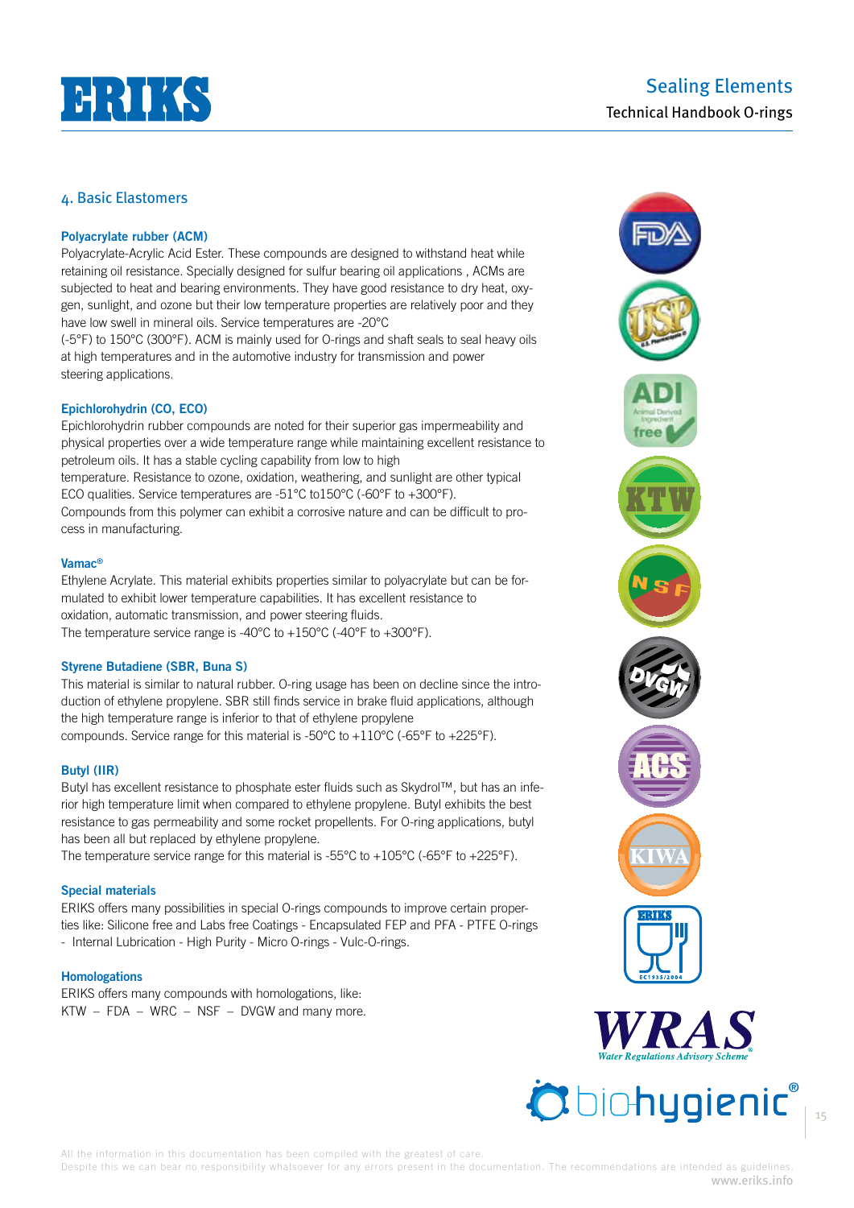## 4. Basic Elastomers

### Polyacrylate rubber (ACM)

Polyacrylate-Acrylic Acid Ester. These compounds are designed to withstand heat while retaining oil resistance. Specially designed for sulfur bearing oil applications , ACMs are subjected to heat and bearing environments. They have good resistance to dry heat, oxygen, sunlight, and ozone but their low temperature properties are relatively poor and they have low swell in mineral oils. Service temperatures are -20°C (-5°F) to 150°C (300°F). ACM is mainly used for O-rings and shaft seals to seal heavy oils at high temperatures and in the automotive industry for transmission and power steering applications.

### Epichlorohydrin (CO, ECO)

Epichlorohydrin rubber compounds are noted for their superior gas impermeability and physical properties over a wide temperature range while maintaining excellent resistance to petroleum oils. It has a stable cycling capability from low to high temperature. Resistance to ozone, oxidation, weathering, and sunlight are other typical ECO qualities. Service temperatures are -51°C to150°C (-60°F to +300°F). Compounds from this polymer can exhibit a corrosive nature and can be difficult to process in manufacturing.

### Vamac®

Ethylene Acrylate. This material exhibits properties similar to polyacrylate but can be formulated to exhibit lower temperature capabilities. It has excellent resistance to oxidation, automatic transmission, and power steering fluids.
The temperature service range is -40°C to +150°C (-40°F to +300°F).

### Styrene Butadiene (SBR, Buna S)

This material is similar to natural rubber. O-ring usage has been on decline since the introduction of ethylene propylene. SBR still finds service in brake fluid applications, although the high temperature range is inferior to that of ethylene propylene compounds. Service range for this material is -50°C to +110°C (-65°F to +225°F).

### Butyl (IIR)

Butyl has excellent resistance to phosphate ester fluids such as Skydrol™, but has an inferior high temperature limit when compared to ethylene propylene. Butyl exhibits the best resistance to gas permeability and some rocket propellents. For O-ring applications, butyl has been all but replaced by ethylene propylene.
The temperature service range for this material is -55°C to +105°C (-65°F to +225°F).

### Special materials

ERIKS offers many possibilities in special O-rings compounds to improve certain properties like: Silicone free and Labs free Coatings - Encapsulated FEP and PFA - PTFE O-rings - Internal Lubrication - High Purity - Micro O-rings - Vulc-O-rings.

### Homologations

ERIKS offers many compounds with homologations, like:
KTW – FDA – WRC – NSF – DVGW and many more.

All the information in this documentation has been compiled with the greatest of care.
Despite this we can bear no responsibility whatsoever for any errors present in the documentation. The recommendations are intended as guidelines.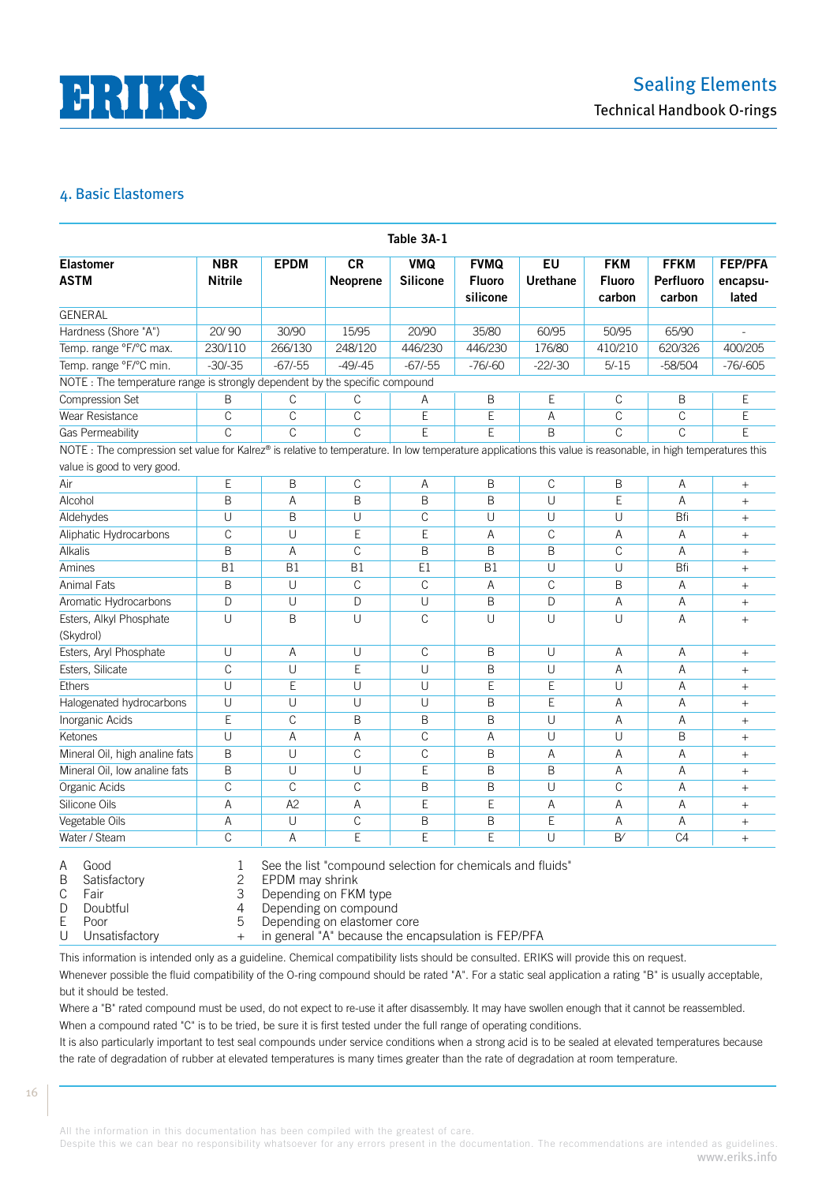## 4. Basic Elastomers

Table 3A-1

| Elastomer ASTM | NBR Nitrile | EPDM | CR Neoprene | VMQ Silicone | FVMQ Fluoro silicone | EU Urethane | FKM Fluoro carbon | FFKM Perfluoro carbon | FEP/PFA encapsu-lated |
|---|---|---|---|---|---|---|---|---|---|
| GENERAL | | | | | | | | | |
| Hardness (Shore "A") | 20/ 90 | 30/90 | 15/95 | 20/90 | 35/80 | 60/95 | 50/95 | 65/90 | - |
| Temp. range °F/°C max. | 230/110 | 266/130 | 248/120 | 446/230 | 446/230 | 176/80 | 410/210 | 620/326 | 400/205 |
| Temp. range °F/°C min. | -30/-35 | -67/-55 | -49/-45 | -67/-55 | -76/-60 | -22/-30 | 5/-15 | -58/504 | -76/-605 |
| NOTE : The temperature range is strongly dependent by the specific compound | | | | | | | | | |
| Compression Set | B | C | C | A | B | E | C | B | E |
| Wear Resistance | C | C | C | E | E | A | C | C | E |
| Gas Permeability | C | C | C | E | E | B | C | C | E |
| NOTE : The compression set value for Kalrez® is relative to temperature. In low temperature applications this value is reasonable, in high temperatures this value is good to very good. | | | | | | | | | |
| Air | E | B | C | A | B | C | B | A | + |
| Alcohol | B | A | B | B | B | U | E | A | + |
| Aldehydes | U | B | U | C | U | U | U | Bfi | + |
| Aliphatic Hydrocarbons | C | U | E | E | A | C | A | A | + |
| Alkalis | B | A | C | B | B | B | C | A | + |
| Amines | B1 | B1 | B1 | E1 | B1 | U | U | Bfi | + |
| Animal Fats | B | U | C | C | A | C | B | A | + |
| Aromatic Hydrocarbons | D | U | D | U | B | D | A | A | + |
| Esters, Alkyl Phosphate (Skydrol) | U | B | U | C | U | U | U | A | + |
| Esters, Aryl Phosphate | U | A | U | C | B | U | A | A | + |
| Esters, Silicate | C | U | E | U | B | U | A | A | + |
| Ethers | U | E | U | U | E | E | U | A | + |
| Halogenated hydrocarbons | U | U | U | U | B | E | A | A | + |
| Inorganic Acids | E | C | B | B | B | U | A | A | + |
| Ketones | U | A | A | C | A | U | U | B | + |
| Mineral Oil, high analine fats | B | U | C | C | B | A | A | A | + |
| Mineral Oil, low analine fats | B | U | U | E | B | B | A | A | + |
| Organic Acids | C | C | C | B | B | U | C | A | + |
| Silicone Oils | A | A2 | A | E | E | A | A | A | + |
| Vegetable Oils | A | U | C | B | B | E | A | A | + |
| Water / Steam | C | A | E | E | E | U | B⁄ | C4 | + |

| | | | |
|---|---|---|---|
| A | Good | 1 | See the list "compound selection for chemicals and fluids" |
| B | Satisfactory | 2 | EPDM may shrink |
| C | Fair | 3 | Depending on FKM type |
| D | Doubtful | 4 | Depending on compound |
| E | Poor | 5 | Depending on elastomer core |
| U | Unsatisfactory | + | in general "A" because the encapsulation is FEP/PFA |

This information is intended only as a guideline. Chemical compatibility lists should be consulted. ERIKS will provide this on request.

Whenever possible the fluid compatibility of the O-ring compound should be rated "A". For a static seal application a rating "B" is usually acceptable, but it should be tested.

Where a "B" rated compound must be used, do not expect to re-use it after disassembly. It may have swollen enough that it cannot be reassembled.

When a compound rated "C" is to be tried, be sure it is first tested under the full range of operating conditions.

It is also particularly important to test seal compounds under service conditions when a strong acid is to be sealed at elevated temperatures because the rate of degradation of rubber at elevated temperatures is many times greater than the rate of degradation at room temperature.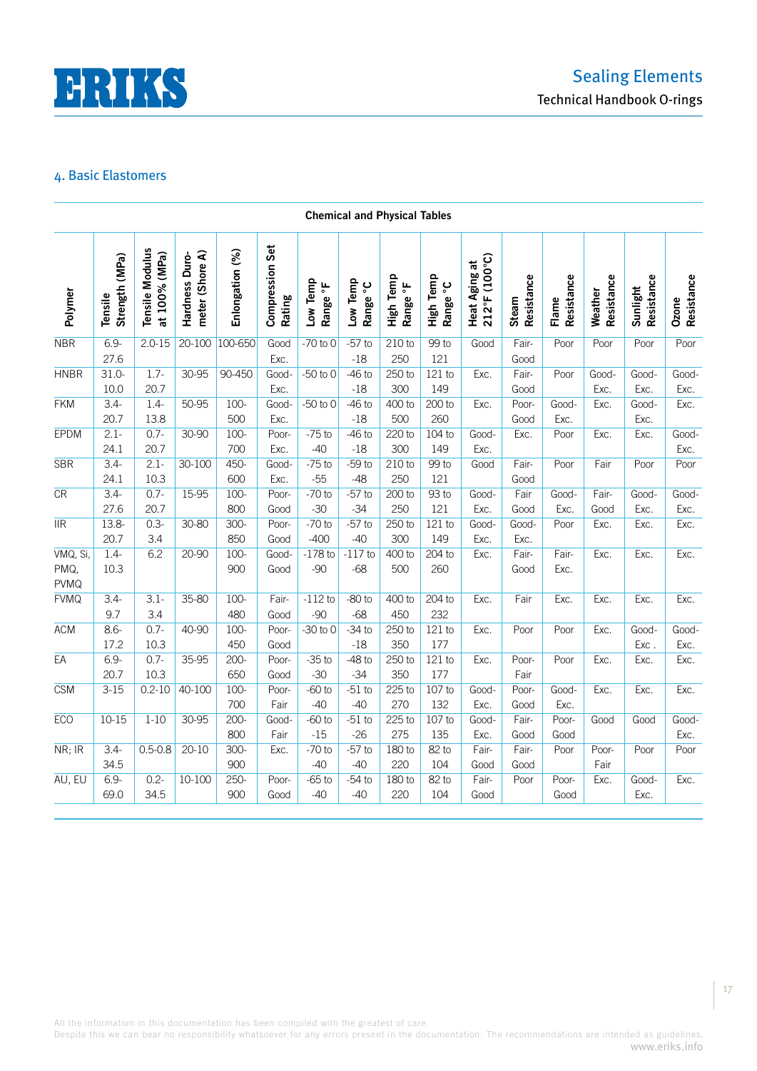## 4. Basic Elastomers

**Chemical and Physical Tables**

| Polymer | Tensile Strength (MPa) | Tensile Modulus at 100% (MPa) | Hardness Durometer (Shore A) | Enlongation (%) | Compression Set Rating | Low Temp Range °F | Low Temp Range °C | High Temp Range °F | High Temp Range °C | Heat Aging at 212°F (100°C) | Steam Resistance | Flame Resistance | Weather Resistance | Sunlight Resistance | Ozone Resistance |
|---|---|---|---|---|---|---|---|---|---|---|---|---|---|---|---|
| NBR | 6.9-27.6 | 2.0-15 | 20-100 | 100-650 | Good Exc. | -70 to 0 | -57 to -18 | 210 to 250 | 99 to 121 | Good | Fair-Good | Poor | Poor | Poor | Poor |
| HNBR | 31.0-10.0 | 1.7-20.7 | 30-95 | 90-450 | Good-Exc. | -50 to 0 | -46 to -18 | 250 to 300 | 121 to 149 | Exc. | Fair-Good | Poor | Good-Exc. | Good-Exc. | Good-Exc. |
| FKM | 3.4-20.7 | 1.4-13.8 | 50-95 | 100-500 | Good-Exc. | -50 to 0 | -46 to -18 | 400 to 500 | 200 to 260 | Exc. | Poor-Good | Good-Exc. | Exc. | Good-Exc. | Exc. |
| EPDM | 2.1-24.1 | 0.7-20.7 | 30-90 | 100-700 | Poor-Exc. | -75 to -40 | -46 to -18 | 220 to 300 | 104 to 149 | Good-Exc. | Exc. | Poor | Exc. | Exc. | Good-Exc. |
| SBR | 3.4-24.1 | 2.1-10.3 | 30-100 | 450-600 | Good-Exc. | -75 to -55 | -59 to -48 | 210 to 250 | 99 to 121 | Good | Fair-Good | Poor | Fair | Poor | Poor |
| CR | 3.4-27.6 | 0.7-20.7 | 15-95 | 100-800 | Poor-Good | -70 to -30 | -57 to -34 | 200 to 250 | 93 to 121 | Good-Exc. | Fair Good | Good-Exc. | Fair-Good | Good-Exc. | Good-Exc. |
| IIR | 13.8-20.7 | 0.3-3.4 | 30-80 | 300-850 | Poor-Good | -70 to -400 | -57 to -40 | 250 to 300 | 121 to 149 | Good-Exc. | Good-Exc. | Poor | Exc. | Exc. | Exc. |
| VMQ, Si, PMQ, PVMQ | 1.4-10.3 | 6.2 | 20-90 | 100-900 | Good-Good | -178 to -90 | -117 to -68 | 400 to 500 | 204 to 260 | Exc. | Fair-Good | Fair-Exc. | Exc. | Exc. | Exc. |
| FVMQ | 3.4-9.7 | 3.1-3.4 | 35-80 | 100-480 | Fair-Good | -112 to -90 | -80 to -68 | 400 to 450 | 204 to 232 | Exc. | Fair | Exc. | Exc. | Exc. | Exc. |
| ACM | 8.6-17.2 | 0.7-10.3 | 40-90 | 100-450 | Poor-Good | -30 to 0 | -34 to -18 | 250 to 350 | 121 to 177 | Exc. | Poor | Poor | Exc. | Good-Exc . | Good-Exc. |
| EA | 6.9-20.7 | 0.7-10.3 | 35-95 | 200-650 | Poor-Good | -35 to -30 | -48 to -34 | 250 to 350 | 121 to 177 | Exc. | Poor-Fair | Poor | Exc. | Exc. | Exc. |
| CSM | 3-15 | 0.2-10 | 40-100 | 100-700 | Poor-Fair | -60 to -40 | -51 to -40 | 225 to 270 | 107 to 132 | Good-Exc. | Poor-Good | Good-Exc. | Exc. | Exc. | Exc. |
| ECO | 10-15 | 1-10 | 30-95 | 200-800 | Good-Fair | -60 to -15 | -51 to -26 | 225 to 275 | 107 to 135 | Good-Exc. | Fair-Good | Poor-Good | Good | Good | Good-Exc. |
| NR; IR | 3.4-34.5 | 0.5-0.8 | 20-10 | 300-900 | Exc. | -70 to -40 | -57 to -40 | 180 to 220 | 82 to 104 | Fair-Good | Fair-Good | Poor | Poor-Fair | Poor | Poor |
| AU, EU | 6.9-69.0 | 0.2-34.5 | 10-100 | 250-900 | Poor-Good | -65 to -40 | -54 to -40 | 180 to 220 | 82 to 104 | Fair-Good | Poor | Poor-Good | Exc. | Good-Exc. | Exc. |

All the information in this documentation has been compiled with the greatest of care.
Despite this we can bear no responsibility whatsoever for any errors present in the documentation. The recommendations are intended as guidelines.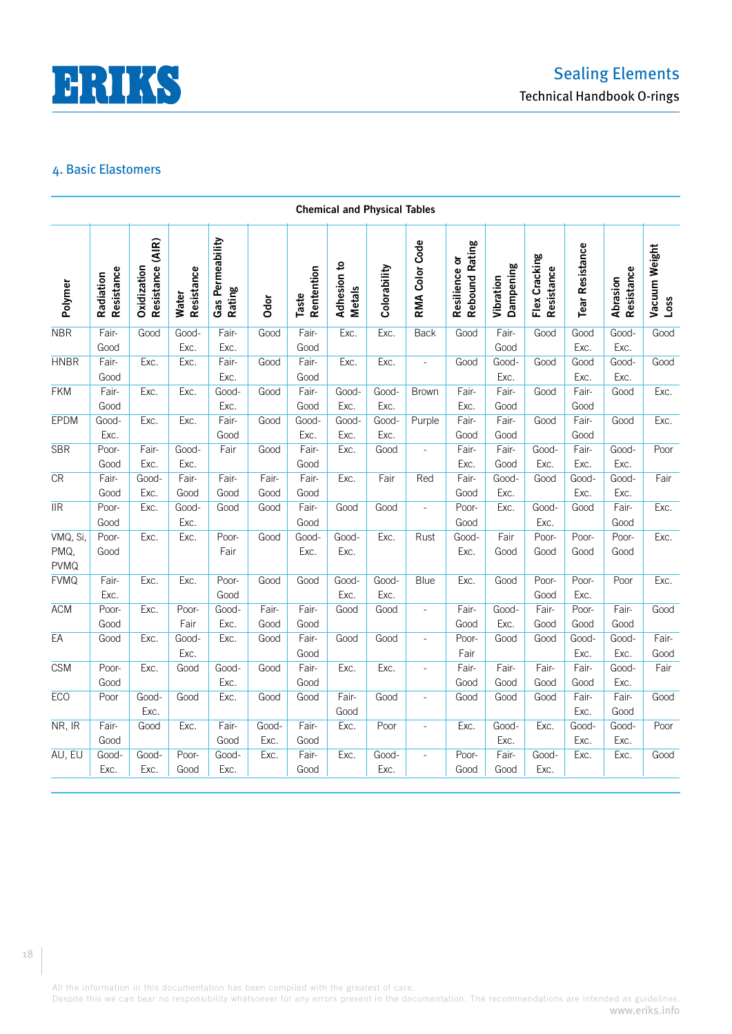## 4. Basic Elastomers

**Chemical and Physical Tables**

| Polymer | Radiation Resistance | Oxidization Resistance (AIR) | Water Resistance | Gas Permeability Rating | Odor | Taste Rentention | Adhesion to Metals | Colorability | RMA Color Code | Resilience or Rebound Rating | Vibration Dampening | Flex Cracking Resistance | Tear Resistance | Abrasion Resistance | Vacuum Weight Loss |
|---|---|---|---|---|---|---|---|---|---|---|---|---|---|---|---|
| NBR | Fair-Good | Good | Good-Exc. | Fair-Exc. | Good | Fair-Good | Exc. | Exc. | Back | Good | Fair-Good | Good | Good Exc. | Good-Exc. | Good |
| HNBR | Fair-Good | Exc. | Exc. | Fair-Exc. | Good | Fair-Good | Exc. | Exc. | - | Good | Good-Exc. | Good | Good Exc. | Good-Exc. | Good |
| FKM | Fair-Good | Exc. | Exc. | Good-Exc. | Good | Fair-Good | Good-Exc. | Good-Exc. | Brown | Fair-Exc. | Fair-Good | Good | Fair-Good | Good | Exc. |
| EPDM | Good-Exc. | Exc. | Exc. | Fair-Good | Good | Good-Exc. | Good-Exc. | Good-Exc. | Purple | Fair-Good | Fair-Good | Good | Fair-Good | Good | Exc. |
| SBR | Poor-Good | Fair-Exc. | Good-Exc. | Fair | Good | Fair-Good | Exc. | Good | - | Fair-Exc. | Fair-Good | Good-Exc. | Fair-Exc. | Good-Exc. | Poor |
| CR | Fair-Good | Good-Exc. | Fair-Good | Fair-Good | Fair-Good | Fair-Good | Exc. | Fair | Red | Fair-Good | Good-Exc. | Good | Good-Exc. | Good-Exc. | Fair |
| IIR | Poor-Good | Exc. | Good-Exc. | Good | Good | Fair-Good | Good | Good | - | Poor-Good | Exc. | Good-Exc. | Good | Fair-Good | Exc. |
| VMQ, Si, PMQ, PVMQ | Poor-Good | Exc. | Exc. | Poor-Fair | Good | Good-Exc. | Good-Exc. | Exc. | Rust | Good-Exc. | Fair Good | Poor-Good | Poor-Good | Poor-Good | Exc. |
| FVMQ | Fair-Exc. | Exc. | Exc. | Poor-Good | Good | Good | Good-Exc. | Good-Exc. | Blue | Exc. | Good | Poor-Good | Poor-Exc. | Poor | Exc. |
| ACM | Poor-Good | Exc. | Poor-Fair | Good-Exc. | Fair-Good | Fair-Good | Good | Good | - | Fair-Good | Good-Exc. | Fair-Good | Poor-Good | Fair-Good | Good |
| EA | Good | Exc. | Good-Exc. | Exc. | Good | Fair-Good | Good | Good | - | Poor-Fair | Good | Good | Good-Exc. | Good-Exc. | Fair-Good |
| CSM | Poor-Good | Exc. | Good | Good-Exc. | Good | Fair-Good | Exc. | Exc. | - | Fair-Good | Fair-Good | Fair-Good | Fair-Good | Good-Exc. | Fair |
| ECO | Poor | Good-Exc. | Good | Exc. | Good | Good | Fair-Good | Good | - | Good | Good | Good | Fair-Exc. | Fair-Good | Good |
| NR, IR | Fair-Good | Good | Exc. | Fair-Good | Good-Exc. | Fair-Good | Exc. | Poor | - | Exc. | Good-Exc. | Exc. | Good-Exc. | Good-Exc. | Poor |
| AU, EU | Good-Exc. | Good-Exc. | Poor-Good | Good-Exc. | Exc. | Fair-Good | Exc. | Good-Exc. | - | Poor-Good | Fair-Good | Good-Exc. | Exc. | Exc. | Good |

All the information in this documentation has been compiled with the greatest of care.
Despite this we can bear no responsibility whatsoever for any errors present in the documentation. The recommendations are intended as guidelines.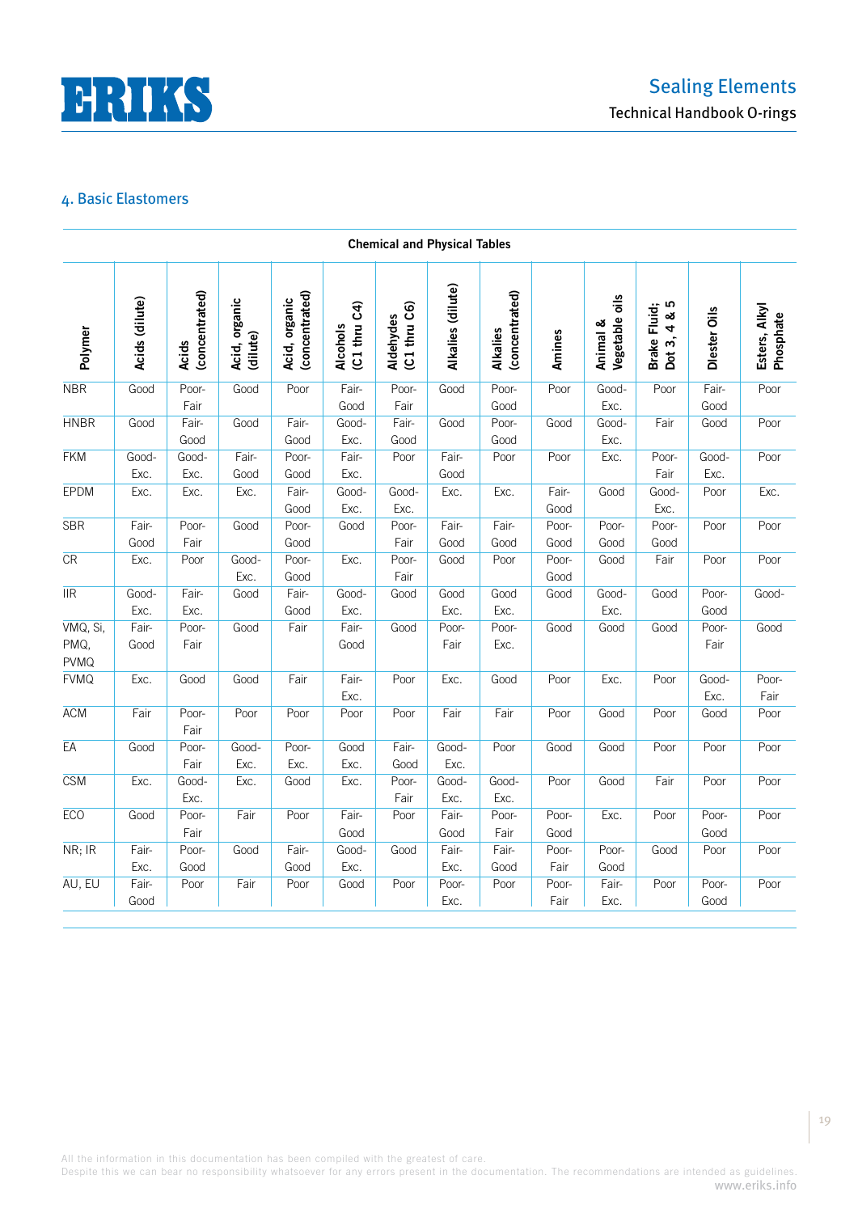## 4. Basic Elastomers

| Chemical and Physical Tables | | | | | | | | | | | | | |
|---|---|---|---|---|---|---|---|---|---|---|---|---|---|
| Polymer | Acids (dilute) | Acids (concentrated) | Acid, organic (dilute) | Acid, organic (concentrated) | Alcohols (C1 thru C4) | Aldehydes (C1 thru C6) | Alkalies (dilute) | Alkalies (concentrated) | Amines | Animal & Vegetable oils | Brake Fluid; Dot 3, 4 & 5 | Diester Oils | Esters, Alkyl Phosphate |
| NBR | Good | Poor-Fair | Good | Poor | Fair-Good | Poor-Fair | Good | Poor-Good | Poor | Good-Exc. | Poor | Fair-Good | Poor |
| HNBR | Good | Fair-Good | Good | Fair-Good | Good-Exc. | Fair-Good | Good | Poor-Good | Good | Good-Exc. | Fair | Good | Poor |
| FKM | Good-Exc. | Good-Exc. | Fair-Good | Poor-Good | Fair-Exc. | Poor | Fair-Good | Poor | Poor | Exc. | Poor-Fair | Good-Exc. | Poor |
| EPDM | Exc. | Exc. | Exc. | Fair-Good | Good-Exc. | Good-Exc. | Exc. | Exc. | Fair-Good | Good | Good-Exc. | Poor | Exc. |
| SBR | Fair-Good | Poor-Fair | Good | Poor-Good | Good | Poor-Fair | Fair-Good | Fair-Good | Poor-Good | Poor-Good | Poor-Good | Poor | Poor |
| CR | Exc. | Poor | Good-Exc. | Poor-Good | Exc. | Poor-Fair | Good | Poor | Poor-Good | Good | Fair | Poor | Poor |
| IIR | Good-Exc. | Fair-Exc. | Good | Fair-Good | Good-Exc. | Good | Good Exc. | Good Exc. | Good | Good-Exc. | Good | Poor-Good | Good- |
| VMQ, Si, PMQ, PVMQ | Fair-Good | Poor-Fair | Good | Fair | Fair-Good | Good | Poor-Fair | Poor-Exc. | Good | Good | Good | Poor-Fair | Good |
| FVMQ | Exc. | Good | Good | Fair | Fair-Exc. | Poor | Exc. | Good | Poor | Exc. | Poor | Good-Exc. | Poor-Fair |
| ACM | Fair | Poor-Fair | Poor | Poor | Poor | Poor | Fair | Fair | Poor | Good | Poor | Good | Poor |
| EA | Good | Poor-Fair | Good-Exc. | Poor-Exc. | Good Exc. | Fair-Good | Good-Exc. | Poor | Good | Good | Poor | Poor | Poor |
| CSM | Exc. | Good-Exc. | Exc. | Good | Exc. | Poor-Fair | Good-Exc. | Good-Exc. | Poor | Good | Fair | Poor | Poor |
| ECO | Good | Poor-Fair | Fair | Poor | Fair-Good | Poor | Fair-Good | Poor-Fair | Poor-Good | Exc. | Poor | Poor-Good | Poor |
| NR; IR | Fair-Exc. | Poor-Good | Good | Fair-Good | Good-Exc. | Good | Fair-Exc. | Fair-Good | Poor-Fair | Poor-Good | Good | Poor | Poor |
| AU, EU | Fair-Good | Poor | Fair | Poor | Good | Poor | Poor-Exc. | Poor | Poor-Fair | Fair-Exc. | Poor | Poor-Good | Poor |

All the information in this documentation has been compiled with the greatest of care.
Despite this we can bear no responsibility whatsoever for any errors present in the documentation. The recommendations are intended as guidelines.
www.eriks.info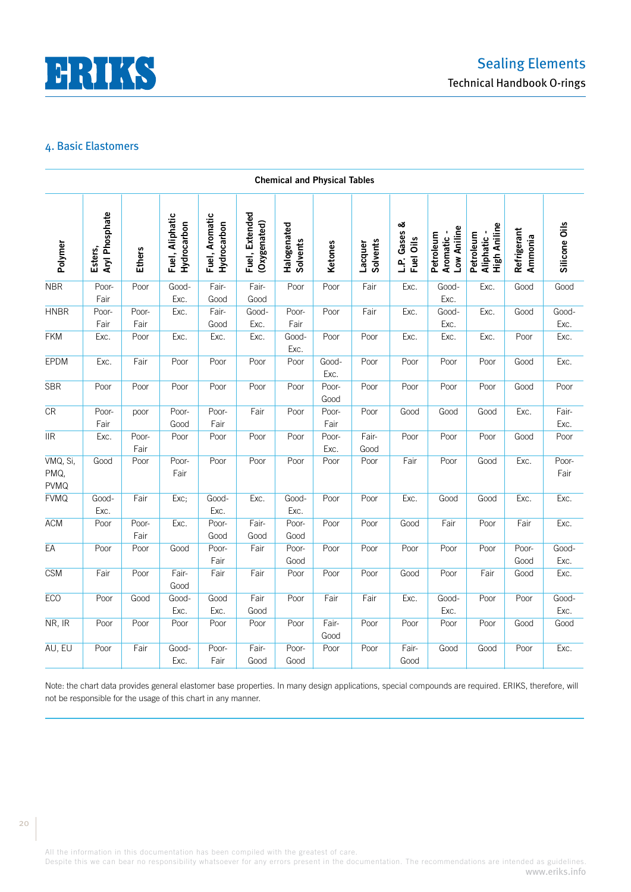## 4. Basic Elastomers

**Chemical and Physical Tables**

| Polymer | Esters, Aryl Phosphate | Ethers | Fuel, Aliphatic Hydrocarbon | Fuel, Aromatic Hydrocarbon | Fuel, Extended (Oxygenated) | Halogenated Solvents | Ketones | Lacquer Solvents | L.P. Gases & Fuel Oils | Petroleum Aromatic - Low Aniline | Petroleum Aliphatic - High Aniline | Refrigerant Ammonia | Silicone Oils |
|---|---|---|---|---|---|---|---|---|---|---|---|---|---|
| NBR | Poor-Fair | Poor | Good-Exc. | Fair-Good | Fair-Good | Poor | Poor | Fair | Exc. | Good-Exc. | Exc. | Good | Good |
| HNBR | Poor-Fair | Poor-Fair | Exc. | Fair-Good | Good-Exc. | Poor-Fair | Poor | Fair | Exc. | Good-Exc. | Exc. | Good | Good-Exc. |
| FKM | Exc. | Poor | Exc. | Exc. | Exc. | Good-Exc. | Poor | Poor | Exc. | Exc. | Exc. | Poor | Exc. |
| EPDM | Exc. | Fair | Poor | Poor | Poor | Poor | Good-Exc. | Poor | Poor | Poor | Poor | Good | Exc. |
| SBR | Poor | Poor | Poor | Poor | Poor | Poor | Poor-Good | Poor | Poor | Poor | Poor | Good | Poor |
| CR | Poor-Fair | poor | Poor-Good | Poor-Fair | Fair | Poor | Poor-Fair | Poor | Good | Good | Good | Exc. | Fair-Exc. |
| IIR | Exc. | Poor-Fair | Poor | Poor | Poor | Poor | Poor-Exc. | Fair-Good | Poor | Poor | Poor | Good | Poor |
| VMQ, Si, PMQ, PVMQ | Good | Poor | Poor-Fair | Poor | Poor | Poor | Poor | Poor | Fair | Poor | Good | Exc. | Poor-Fair |
| FVMQ | Good-Exc. | Fair | Exc; | Good-Exc. | Exc. | Good-Exc. | Poor | Poor | Exc. | Good | Good | Exc. | Exc. |
| ACM | Poor | Poor-Fair | Exc. | Poor-Good | Fair-Good | Poor-Good | Poor | Poor | Good | Fair | Poor | Fair | Exc. |
| EA | Poor | Poor | Good | Poor-Fair | Fair | Poor-Good | Poor | Poor | Poor | Poor | Poor | Poor-Good | Good-Exc. |
| CSM | Fair | Poor | Fair-Good | Fair | Fair | Poor | Poor | Poor | Good | Poor | Fair | Good | Exc. |
| ECO | Poor | Good | Good-Exc. | Good Exc. | Fair Good | Poor | Fair | Fair | Exc. | Good-Exc. | Poor | Poor | Good-Exc. |
| NR, IR | Poor | Poor | Poor | Poor | Poor | Poor | Fair-Good | Poor | Poor | Poor | Poor | Good | Good |
| AU, EU | Poor | Fair | Good-Exc. | Poor-Fair | Fair-Good | Poor-Good | Poor | Poor | Fair-Good | Good | Good | Poor | Exc. |

Note: the chart data provides general elastomer base properties. In many design applications, special compounds are required. ERIKS, therefore, will not be responsible for the usage of this chart in any manner.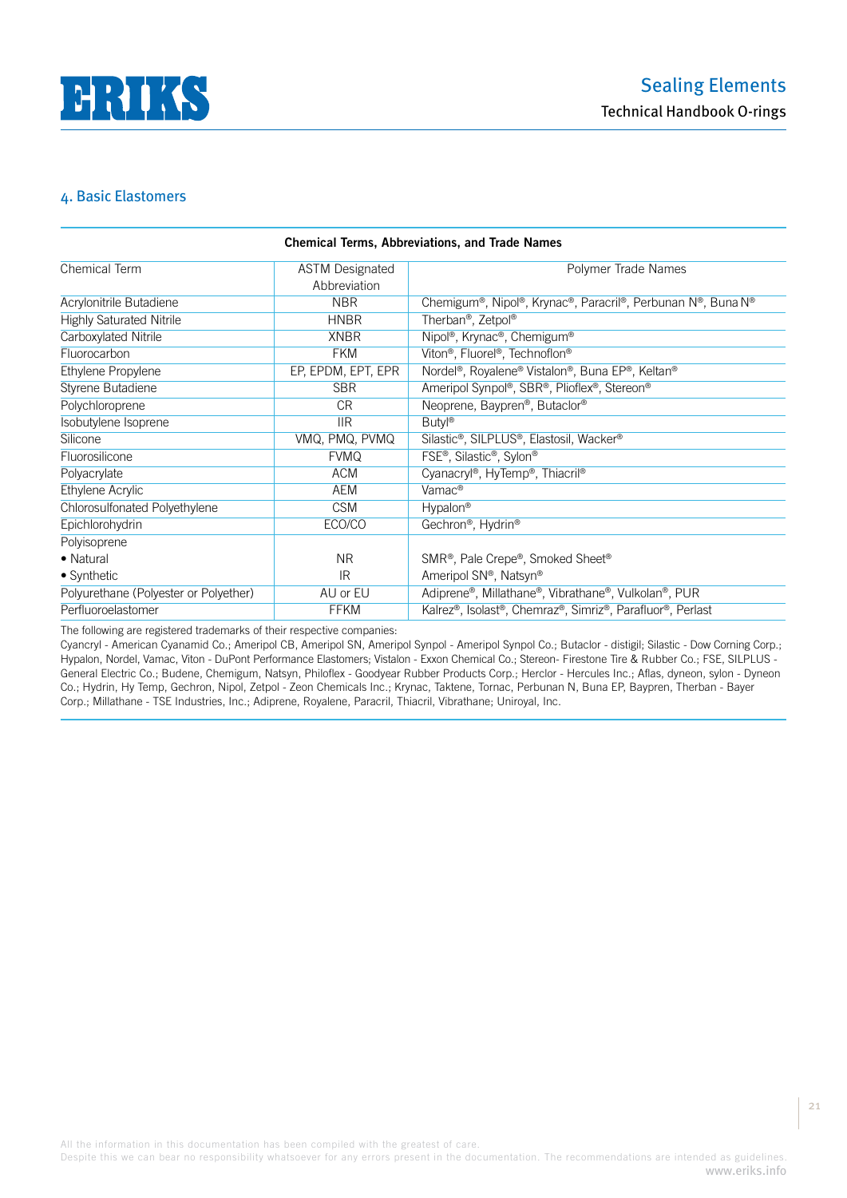## 4. Basic Elastomers

**Chemical Terms, Abbreviations, and Trade Names**

| Chemical Term | ASTM Designated Abbreviation | Polymer Trade Names |
|---|---|---|
| Acrylonitrile Butadiene | NBR | Chemigum®, Nipol®, Krynac®, Paracril®, Perbunan N®, Buna N® |
| Highly Saturated Nitrile | HNBR | Therban®, Zetpol® |
| Carboxylated Nitrile | XNBR | Nipol®, Krynac®, Chemigum® |
| Fluorocarbon | FKM | Viton®, Fluorel®, Technoflon® |
| Ethylene Propylene | EP, EPDM, EPT, EPR | Nordel®, Royalene® Vistalon®, Buna EP®, Keltan® |
| Styrene Butadiene | SBR | Ameripol Synpol®, SBR®, Plioflex®, Stereon® |
| Polychloroprene | CR | Neoprene, Baypren®, Butaclor® |
| Isobutylene Isoprene | IIR | Butyl® |
| Silicone | VMQ, PMQ, PVMQ | Silastic®, SILPLUS®, Elastosil, Wacker® |
| Fluorosilicone | FVMQ | FSE®, Silastic®, Sylon® |
| Polyacrylate | ACM | Cyanacryl®, HyTemp®, Thiacril® |
| Ethylene Acrylic | AEM | Vamac® |
| Chlorosulfonated Polyethylene | CSM | Hypalon® |
| Epichlorohydrin | ECO/CO | Gechron®, Hydrin® |
| Polyisoprene | | |
| • Natural | NR | SMR®, Pale Crepe®, Smoked Sheet® |
| • Synthetic | IR | Ameripol SN®, Natsyn® |
| Polyurethane (Polyester or Polyether) | AU or EU | Adiprene®, Millathane®, Vibrathane®, Vulkolan®, PUR |
| Perfluoroelastomer | FFKM | Kalrez®, Isolast®, Chemraz®, Simriz®, Parafluor®, Perlast |

The following are registered trademarks of their respective companies:
Cyancryl - American Cyanamid Co.; Ameripol CB, Ameripol SN, Ameripol Synpol - Ameripol Synpol Co.; Butaclor - distigil; Silastic - Dow Corning Corp.; Hypalon, Nordel, Vamac, Viton - DuPont Performance Elastomers; Vistalon - Exxon Chemical Co.; Stereon- Firestone Tire & Rubber Co.; FSE, SILPLUS - General Electric Co.; Budene, Chemigum, Natsyn, Philoflex - Goodyear Rubber Products Corp.; Herclor - Hercules Inc.; Aflas, dyneon, sylon - Dyneon Co.; Hydrin, Hy Temp, Gechron, Nipol, Zetpol - Zeon Chemicals Inc.; Krynac, Taktene, Tornac, Perbunan N, Buna EP, Baypren, Therban - Bayer Corp.; Millathane - TSE Industries, Inc.; Adiprene, Royalene, Paracril, Thiacril, Vibrathane; Uniroyal, Inc.